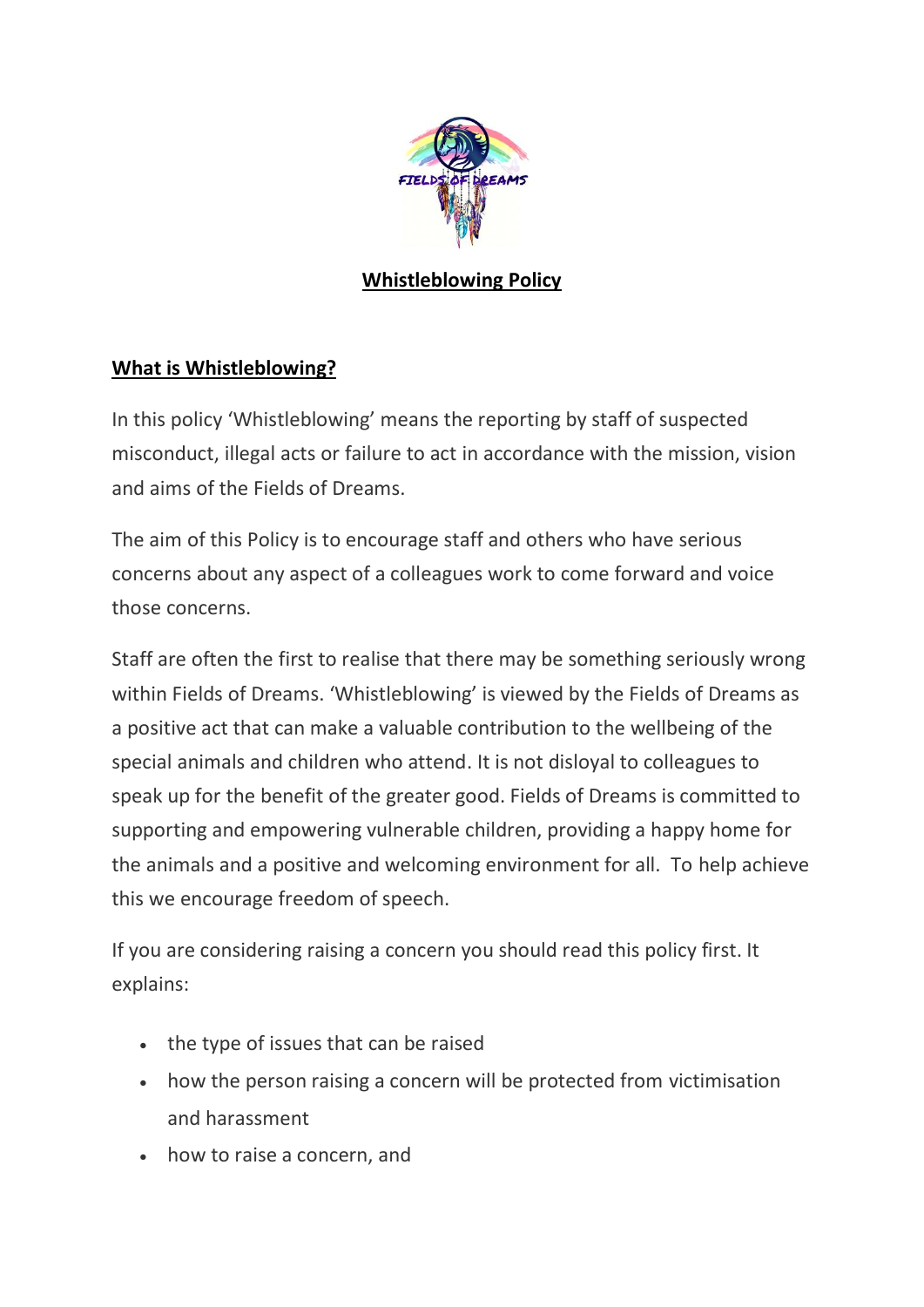# Whistleblowing Policy

## What is Whistleblowing?

In this policy 'Whistleblowing' means the reporting by staff of suspected misconduct, illegal acts or failure to act in accordance with the mission, vision and aims of the Fields of Dreams.

The aim of this Policy is to encourage staff and others who have serious concerns about any aspect of a colleagues work to come forward and voice those concerns.

Staff are often the first to realise that there may be something seriously wrong within Fields of Dreams. 'Whistleblowing' is viewed by the Fields of Dreams as a positive act that can make a valuable contribution to the wellbeing of the special animals and children who attend. It is not disloyal to colleagues to speak up for the benefit of the greater good. Fields of Dreams is committed to supporting and empowering vulnerable children, providing a happy home for the animals and a positive and welcoming environment for all. To help achieve this we encourage freedom of speech.

If you are considering raising a concern you should read this policy first. It explains:

- the type of issues that can be raised
- how the person raising a concern will be protected from victimisation and harassment
- how to raise a concern, and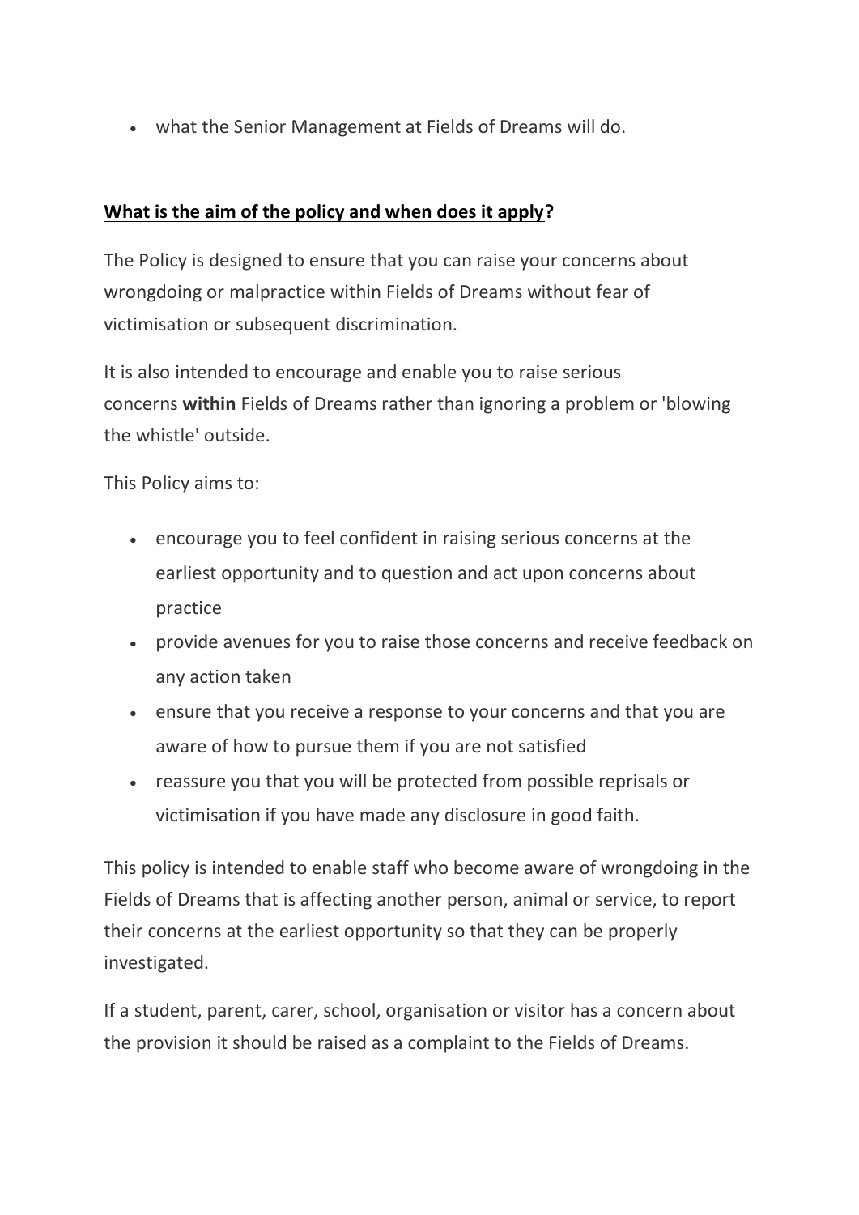- what the Senior Management at Fields of Dreams will do.

## **What is the aim of the policy and when does it apply?**

The Policy is designed to ensure that you can raise your concerns about wrongdoing or malpractice within Fields of Dreams without fear of victimisation or subsequent discrimination.

It is also intended to encourage and enable you to raise serious concerns **within** Fields of Dreams rather than ignoring a problem or 'blowing the whistle' outside.

This Policy aims to:

- encourage you to feel confident in raising serious concerns at the earliest opportunity and to question and act upon concerns about practice
- provide avenues for you to raise those concerns and receive feedback on any action taken
- ensure that you receive a response to your concerns and that you are aware of how to pursue them if you are not satisfied
- reassure you that you will be protected from possible reprisals or victimisation if you have made any disclosure in good faith.

This policy is intended to enable staff who become aware of wrongdoing in the Fields of Dreams that is affecting another person, animal or service, to report their concerns at the earliest opportunity so that they can be properly investigated.

If a student, parent, carer, school, organisation or visitor has a concern about the provision it should be raised as a complaint to the Fields of Dreams.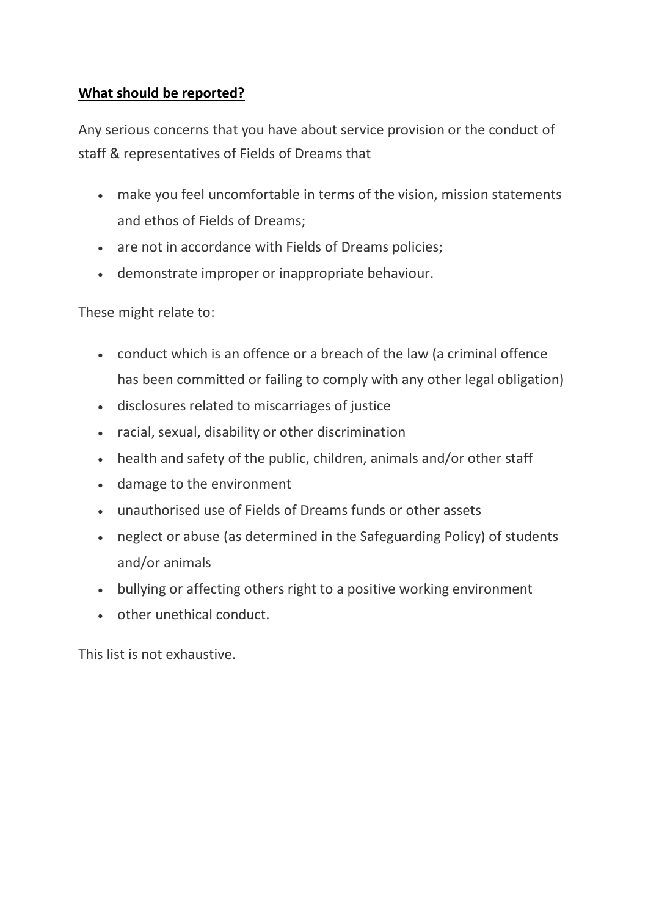**What should be reported?**

Any serious concerns that you have about service provision or the conduct of staff & representatives of Fields of Dreams that

- make you feel uncomfortable in terms of the vision, mission statements and ethos of Fields of Dreams;
- are not in accordance with Fields of Dreams policies;
- demonstrate improper or inappropriate behaviour.

These might relate to:

- conduct which is an offence or a breach of the law (a criminal offence has been committed or failing to comply with any other legal obligation)
- disclosures related to miscarriages of justice
- racial, sexual, disability or other discrimination
- health and safety of the public, children, animals and/or other staff
- damage to the environment
- unauthorised use of Fields of Dreams funds or other assets
- neglect or abuse (as determined in the Safeguarding Policy) of students and/or animals
- bullying or affecting others right to a positive working environment
- other unethical conduct.

This list is not exhaustive.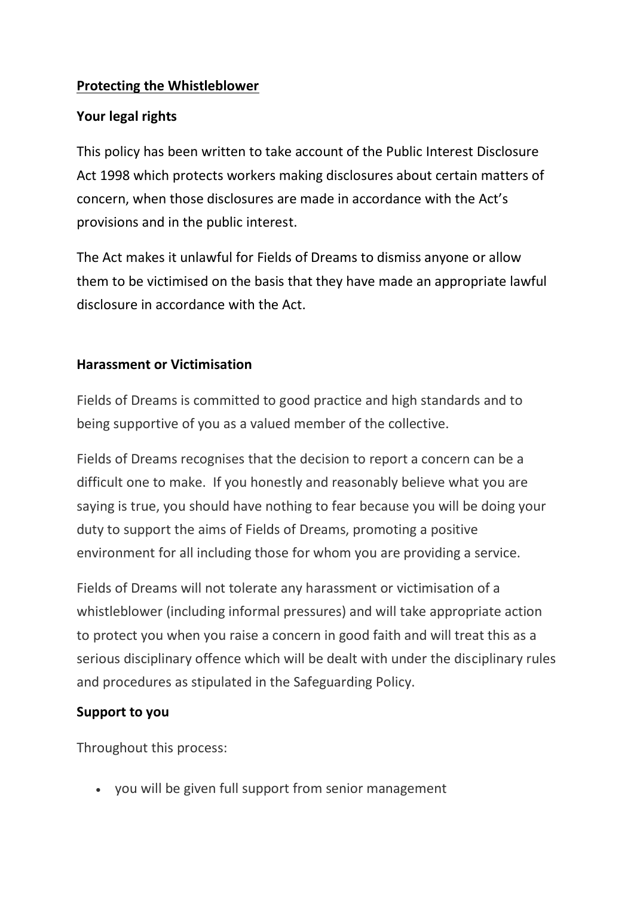## Protecting the Whistleblower

### Your legal rights

This policy has been written to take account of the Public Interest Disclosure Act 1998 which protects workers making disclosures about certain matters of concern, when those disclosures are made in accordance with the Act's provisions and in the public interest.

The Act makes it unlawful for Fields of Dreams to dismiss anyone or allow them to be victimised on the basis that they have made an appropriate lawful disclosure in accordance with the Act.

### Harassment or Victimisation

Fields of Dreams is committed to good practice and high standards and to being supportive of you as a valued member of the collective.

Fields of Dreams recognises that the decision to report a concern can be a difficult one to make. If you honestly and reasonably believe what you are saying is true, you should have nothing to fear because you will be doing your duty to support the aims of Fields of Dreams, promoting a positive environment for all including those for whom you are providing a service.

Fields of Dreams will not tolerate any harassment or victimisation of a whistleblower (including informal pressures) and will take appropriate action to protect you when you raise a concern in good faith and will treat this as a serious disciplinary offence which will be dealt with under the disciplinary rules and procedures as stipulated in the Safeguarding Policy.

### Support to you

Throughout this process:

- you will be given full support from senior management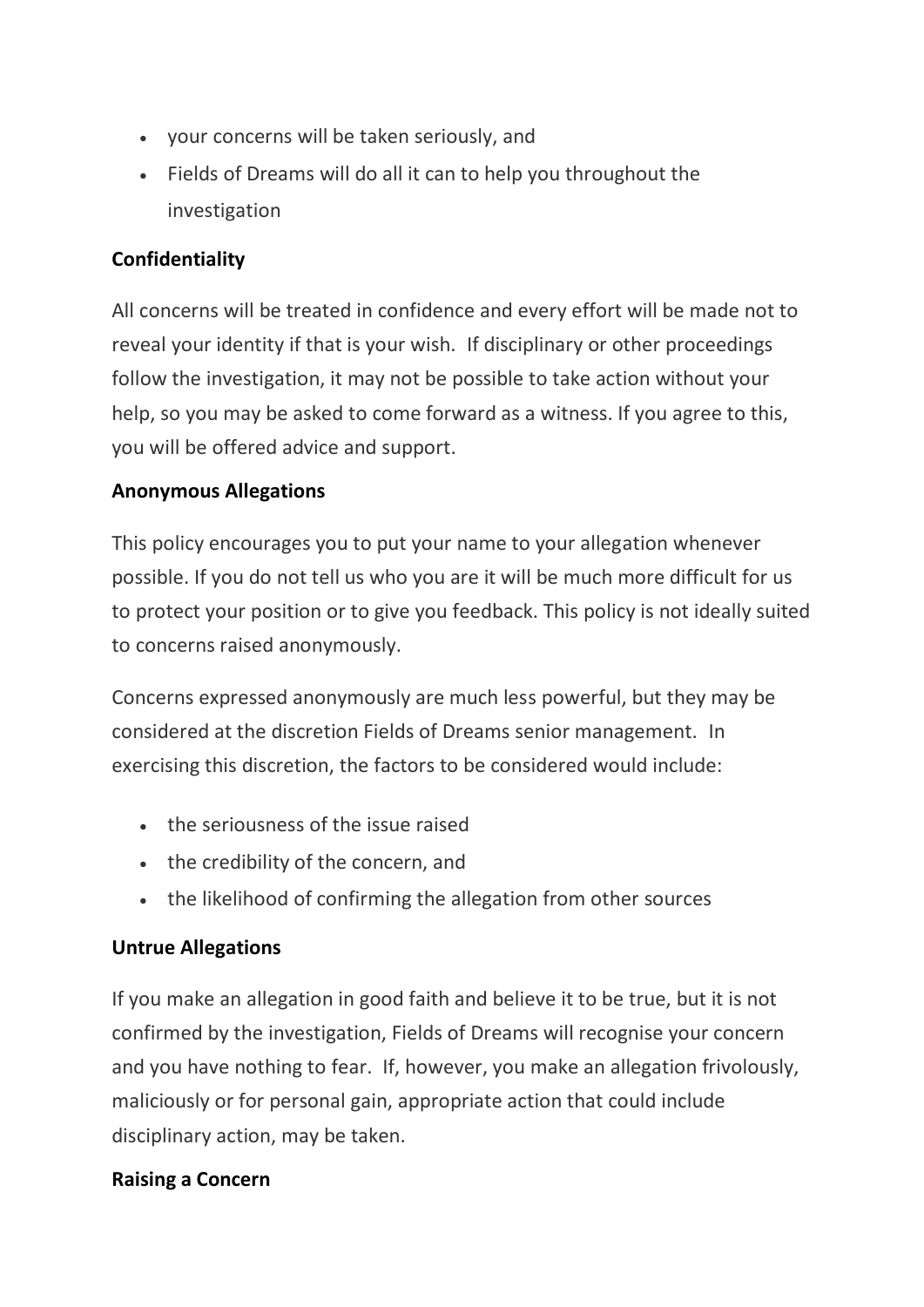- your concerns will be taken seriously, and
- Fields of Dreams will do all it can to help you throughout the investigation

**Confidentiality**

All concerns will be treated in confidence and every effort will be made not to reveal your identity if that is your wish. If disciplinary or other proceedings follow the investigation, it may not be possible to take action without your help, so you may be asked to come forward as a witness. If you agree to this, you will be offered advice and support.

**Anonymous Allegations**

This policy encourages you to put your name to your allegation whenever possible. If you do not tell us who you are it will be much more difficult for us to protect your position or to give you feedback. This policy is not ideally suited to concerns raised anonymously.

Concerns expressed anonymously are much less powerful, but they may be considered at the discretion Fields of Dreams senior management. In exercising this discretion, the factors to be considered would include:

- the seriousness of the issue raised
- the credibility of the concern, and
- the likelihood of confirming the allegation from other sources

**Untrue Allegations**

If you make an allegation in good faith and believe it to be true, but it is not confirmed by the investigation, Fields of Dreams will recognise your concern and you have nothing to fear. If, however, you make an allegation frivolously, maliciously or for personal gain, appropriate action that could include disciplinary action, may be taken.

**Raising a Concern**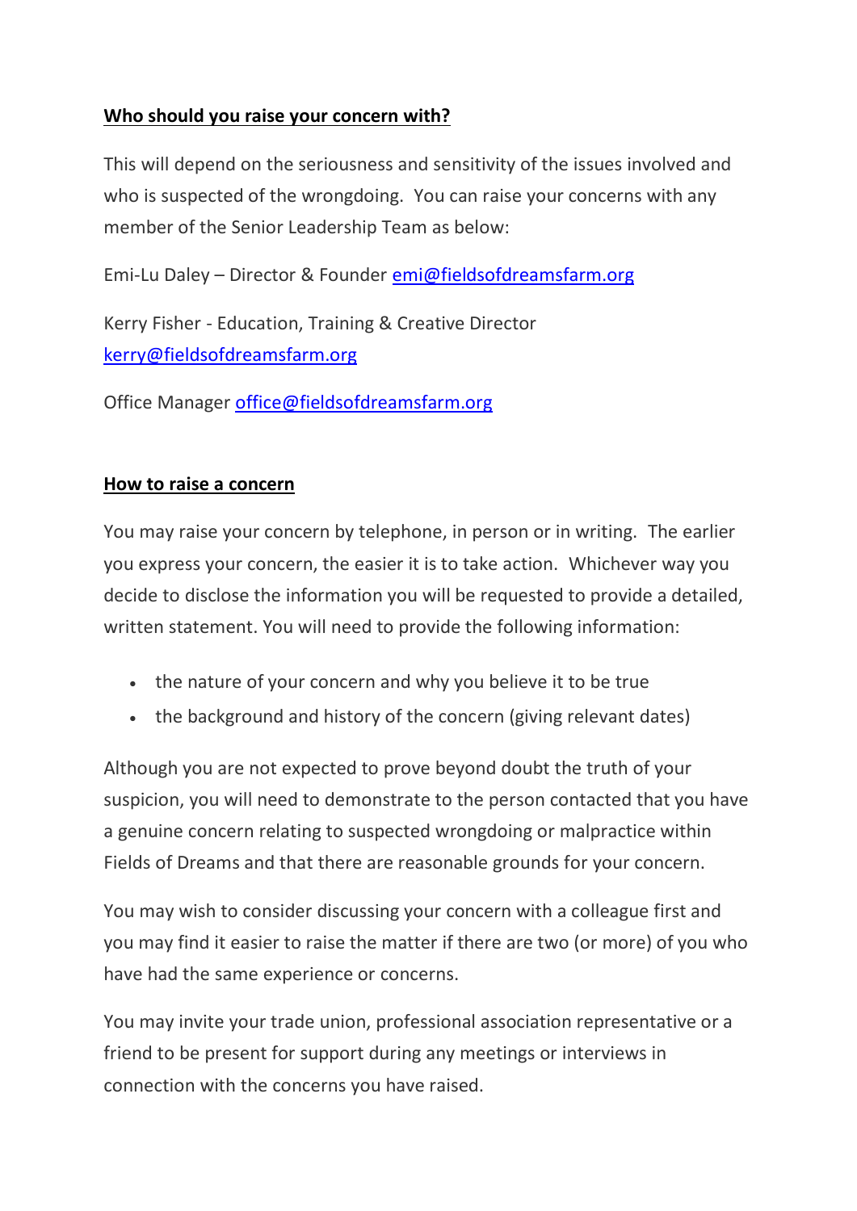**Who should you raise your concern with?**

This will depend on the seriousness and sensitivity of the issues involved and who is suspected of the wrongdoing. You can raise your concerns with any member of the Senior Leadership Team as below:

Emi-Lu Daley – Director & Founder emi@fieldsofdreamsfarm.org

Kerry Fisher - Education, Training & Creative Director kerry@fieldsofdreamsfarm.org

Office Manager office@fieldsofdreamsfarm.org

**How to raise a concern**

You may raise your concern by telephone, in person or in writing. The earlier you express your concern, the easier it is to take action. Whichever way you decide to disclose the information you will be requested to provide a detailed, written statement. You will need to provide the following information:

- the nature of your concern and why you believe it to be true
- the background and history of the concern (giving relevant dates)

Although you are not expected to prove beyond doubt the truth of your suspicion, you will need to demonstrate to the person contacted that you have a genuine concern relating to suspected wrongdoing or malpractice within Fields of Dreams and that there are reasonable grounds for your concern.

You may wish to consider discussing your concern with a colleague first and you may find it easier to raise the matter if there are two (or more) of you who have had the same experience or concerns.

You may invite your trade union, professional association representative or a friend to be present for support during any meetings or interviews in connection with the concerns you have raised.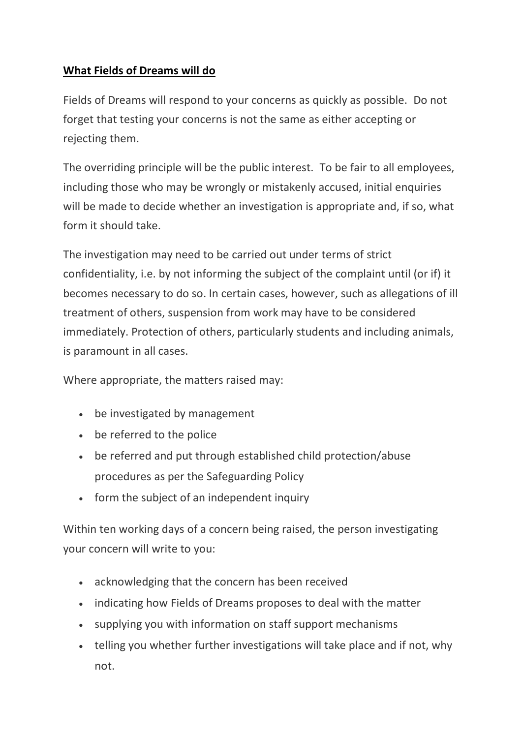**What Fields of Dreams will do**

Fields of Dreams will respond to your concerns as quickly as possible. Do not forget that testing your concerns is not the same as either accepting or rejecting them.

The overriding principle will be the public interest. To be fair to all employees, including those who may be wrongly or mistakenly accused, initial enquiries will be made to decide whether an investigation is appropriate and, if so, what form it should take.

The investigation may need to be carried out under terms of strict confidentiality, i.e. by not informing the subject of the complaint until (or if) it becomes necessary to do so. In certain cases, however, such as allegations of ill treatment of others, suspension from work may have to be considered immediately. Protection of others, particularly students and including animals, is paramount in all cases.

Where appropriate, the matters raised may:

- be investigated by management
- be referred to the police
- be referred and put through established child protection/abuse procedures as per the Safeguarding Policy
- form the subject of an independent inquiry

Within ten working days of a concern being raised, the person investigating your concern will write to you:

- acknowledging that the concern has been received
- indicating how Fields of Dreams proposes to deal with the matter
- supplying you with information on staff support mechanisms
- telling you whether further investigations will take place and if not, why not.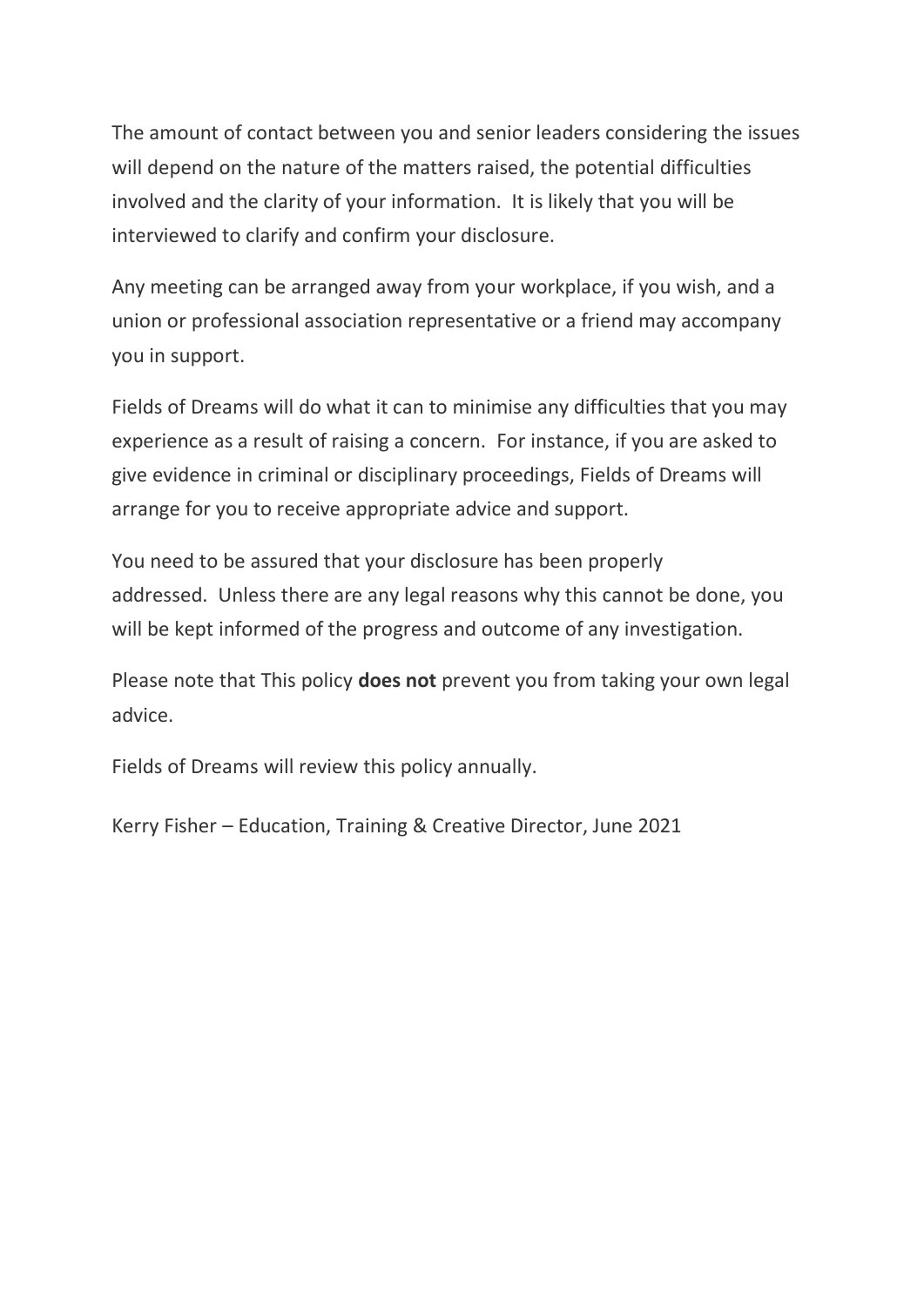The amount of contact between you and senior leaders considering the issues will depend on the nature of the matters raised, the potential difficulties involved and the clarity of your information.  It is likely that you will be interviewed to clarify and confirm your disclosure.

Any meeting can be arranged away from your workplace, if you wish, and a union or professional association representative or a friend may accompany you in support.

Fields of Dreams will do what it can to minimise any difficulties that you may experience as a result of raising a concern.  For instance, if you are asked to give evidence in criminal or disciplinary proceedings, Fields of Dreams will arrange for you to receive appropriate advice and support.

You need to be assured that your disclosure has been properly addressed.  Unless there are any legal reasons why this cannot be done, you will be kept informed of the progress and outcome of any investigation.

Please note that This policy **does not** prevent you from taking your own legal advice.

Fields of Dreams will review this policy annually.

Kerry Fisher – Education, Training & Creative Director, June 2021